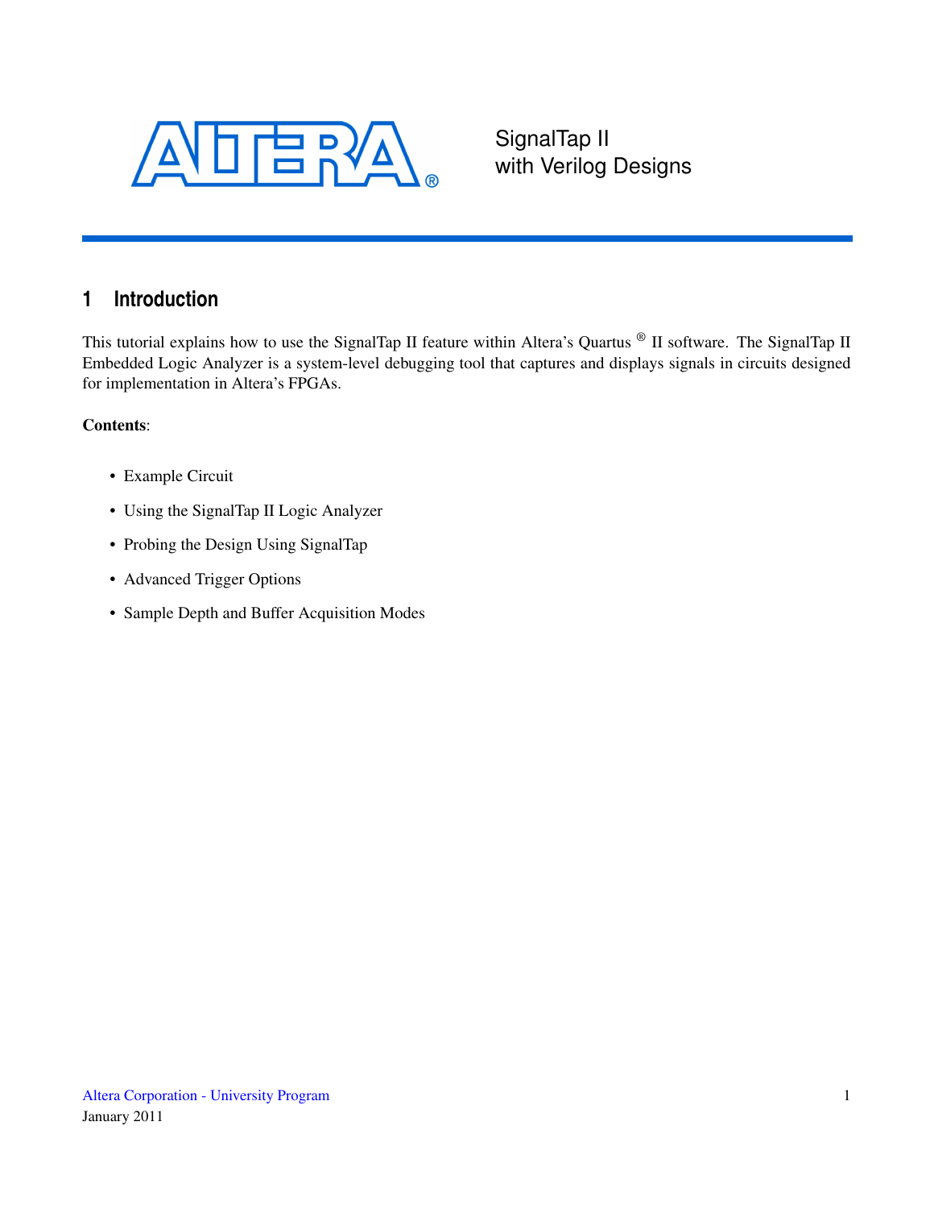SignalTap II with Verilog Designs

# 1 Introduction

This tutorial explains how to use the SignalTap II feature within Altera's Quartus ® II software. The SignalTap II Embedded Logic Analyzer is a system-level debugging tool that captures and displays signals in circuits designed for implementation in Altera's FPGAs.

**Contents**:

- Example Circuit
- Using the SignalTap II Logic Analyzer
- Probing the Design Using SignalTap
- Advanced Trigger Options
- Sample Depth and Buffer Acquisition Modes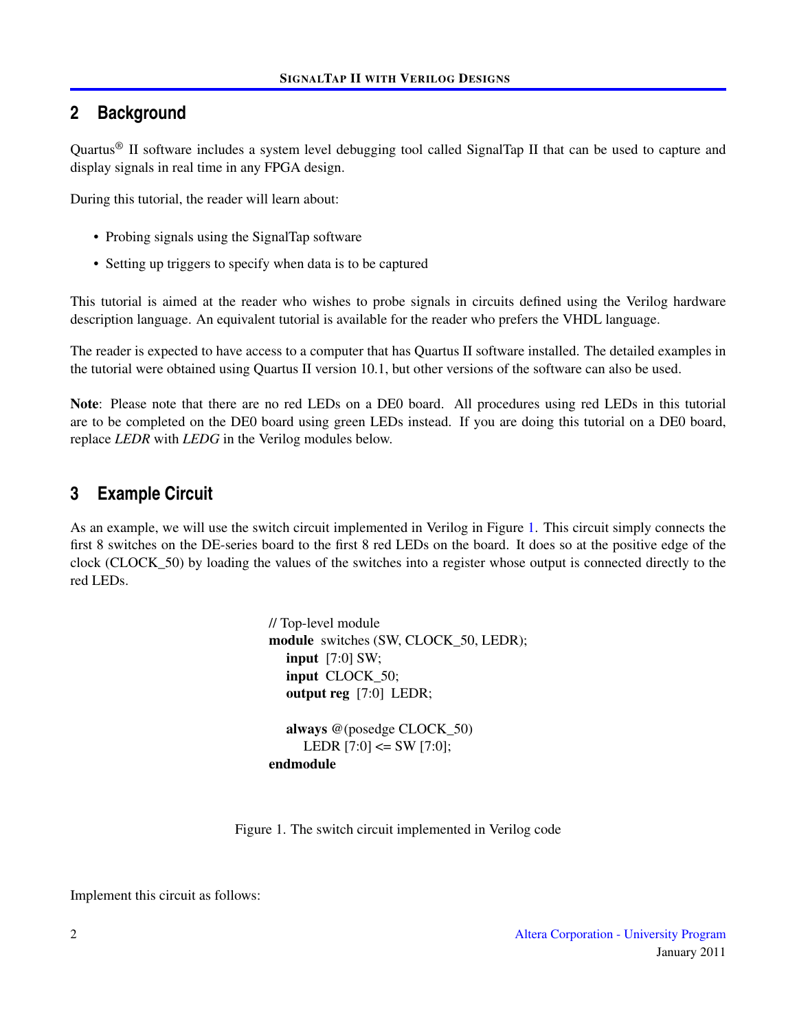## 2 Background

Quartus® II software includes a system level debugging tool called SignalTap II that can be used to capture and display signals in real time in any FPGA design.

During this tutorial, the reader will learn about:

- Probing signals using the SignalTap software
- Setting up triggers to specify when data is to be captured

This tutorial is aimed at the reader who wishes to probe signals in circuits defined using the Verilog hardware description language. An equivalent tutorial is available for the reader who prefers the VHDL language.

The reader is expected to have access to a computer that has Quartus II software installed. The detailed examples in the tutorial were obtained using Quartus II version 10.1, but other versions of the software can also be used.

**Note**: Please note that there are no red LEDs on a DE0 board. All procedures using red LEDs in this tutorial are to be completed on the DE0 board using green LEDs instead. If you are doing this tutorial on a DE0 board, replace *LEDR* with *LEDG* in the Verilog modules below.

## 3 Example Circuit

As an example, we will use the switch circuit implemented in Verilog in Figure 1. This circuit simply connects the first 8 switches on the DE-series board to the first 8 red LEDs on the board. It does so at the positive edge of the clock (CLOCK_50) by loading the values of the switches into a register whose output is connected directly to the red LEDs.

```
// Top-level module
module switches (SW, CLOCK_50, LEDR);
   input [7:0] SW;
   input CLOCK_50;
   output reg [7:0] LEDR;

   always @(posedge CLOCK_50)
      LEDR [7:0] <= SW [7:0];
endmodule
```

Figure 1. The switch circuit implemented in Verilog code

Implement this circuit as follows: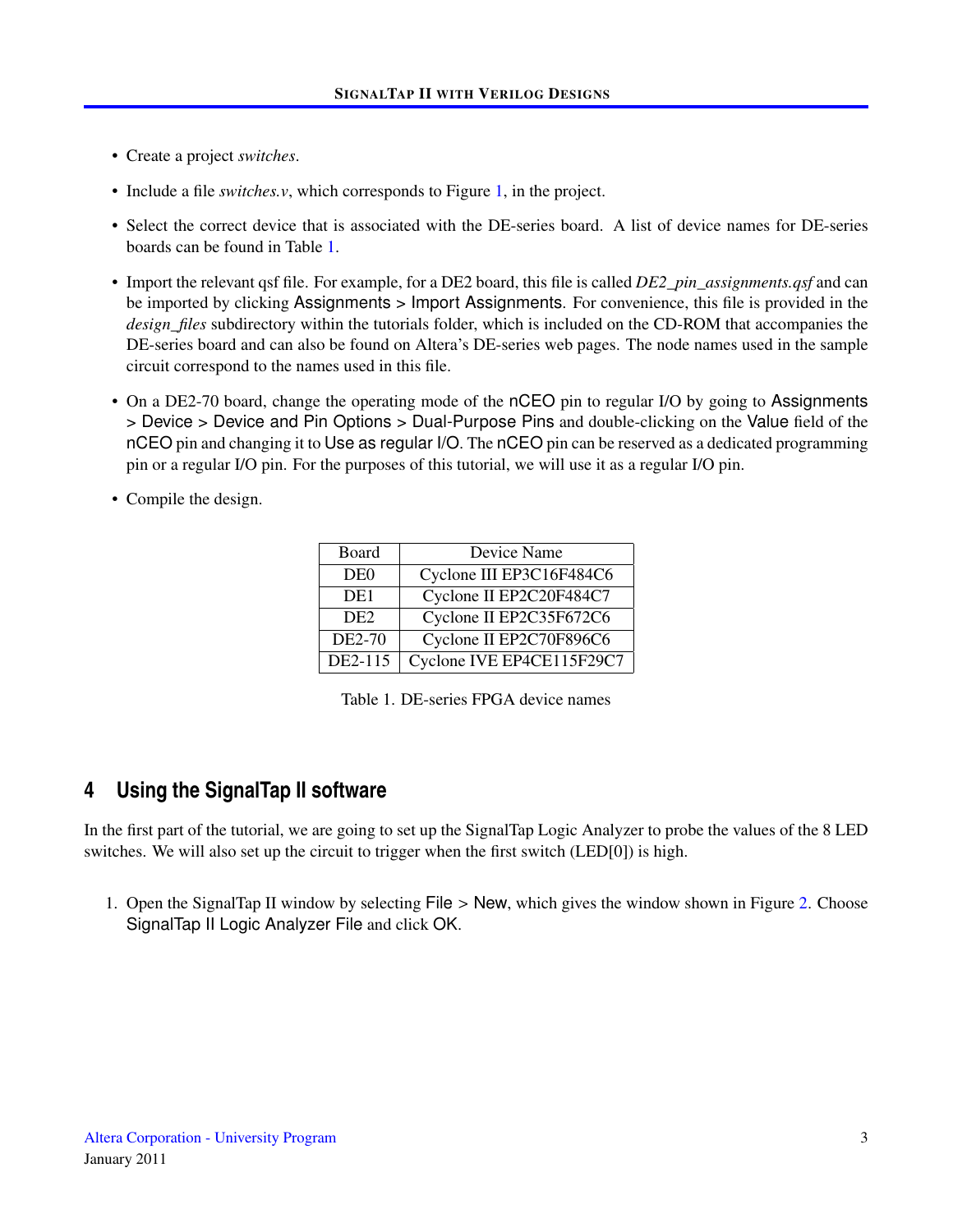- Create a project *switches*.
- Include a file *switches.v*, which corresponds to Figure 1, in the project.
- Select the correct device that is associated with the DE-series board. A list of device names for DE-series boards can be found in Table 1.
- Import the relevant qsf file. For example, for a DE2 board, this file is called *DE2_pin_assignments.qsf* and can be imported by clicking Assignments > Import Assignments. For convenience, this file is provided in the *design_files* subdirectory within the tutorials folder, which is included on the CD-ROM that accompanies the DE-series board and can also be found on Altera's DE-series web pages. The node names used in the sample circuit correspond to the names used in this file.
- On a DE2-70 board, change the operating mode of the nCEO pin to regular I/O by going to Assignments > Device > Device and Pin Options > Dual-Purpose Pins and double-clicking on the Value field of the nCEO pin and changing it to Use as regular I/O. The nCEO pin can be reserved as a dedicated programming pin or a regular I/O pin. For the purposes of this tutorial, we will use it as a regular I/O pin.
- Compile the design.

| Board | Device Name |
|---|---|
| DE0 | Cyclone III EP3C16F484C6 |
| DE1 | Cyclone II EP2C20F484C7 |
| DE2 | Cyclone II EP2C35F672C6 |
| DE2-70 | Cyclone II EP2C70F896C6 |
| DE2-115 | Cyclone IVE EP4CE115F29C7 |

Table 1. DE-series FPGA device names

## 4 Using the SignalTap II software

In the first part of the tutorial, we are going to set up the SignalTap Logic Analyzer to probe the values of the 8 LED switches. We will also set up the circuit to trigger when the first switch (LED[0]) is high.

1. Open the SignalTap II window by selecting File > New, which gives the window shown in Figure 2. Choose SignalTap II Logic Analyzer File and click OK.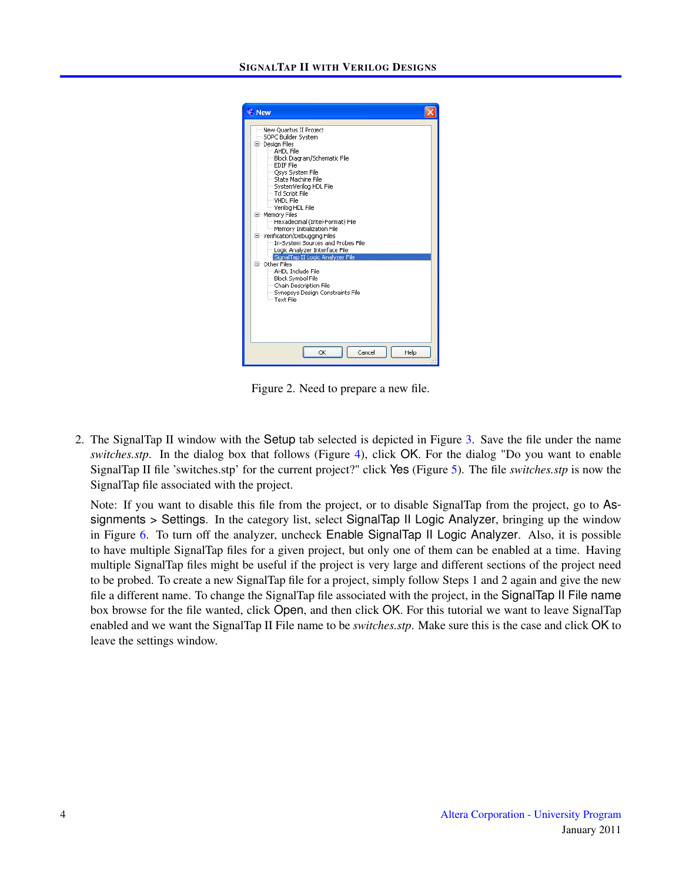Figure 2. Need to prepare a new file.

2. The SignalTap II window with the Setup tab selected is depicted in Figure 3. Save the file under the name *switches.stp*. In the dialog box that follows (Figure 4), click OK. For the dialog "Do you want to enable SignalTap II file 'switches.stp' for the current project?" click Yes (Figure 5). The file *switches.stp* is now the SignalTap file associated with the project.

   Note: If you want to disable this file from the project, or to disable SignalTap from the project, go to Assignments > Settings. In the category list, select SignalTap II Logic Analyzer, bringing up the window in Figure 6. To turn off the analyzer, uncheck Enable SignalTap II Logic Analyzer. Also, it is possible to have multiple SignalTap files for a given project, but only one of them can be enabled at a time. Having multiple SignalTap files might be useful if the project is very large and different sections of the project need to be probed. To create a new SignalTap file for a project, simply follow Steps 1 and 2 again and give the new file a different name. To change the SignalTap file associated with the project, in the SignalTap II File name box browse for the file wanted, click Open, and then click OK. For this tutorial we want to leave SignalTap enabled and we want the SignalTap II File name to be *switches.stp*. Make sure this is the case and click OK to leave the settings window.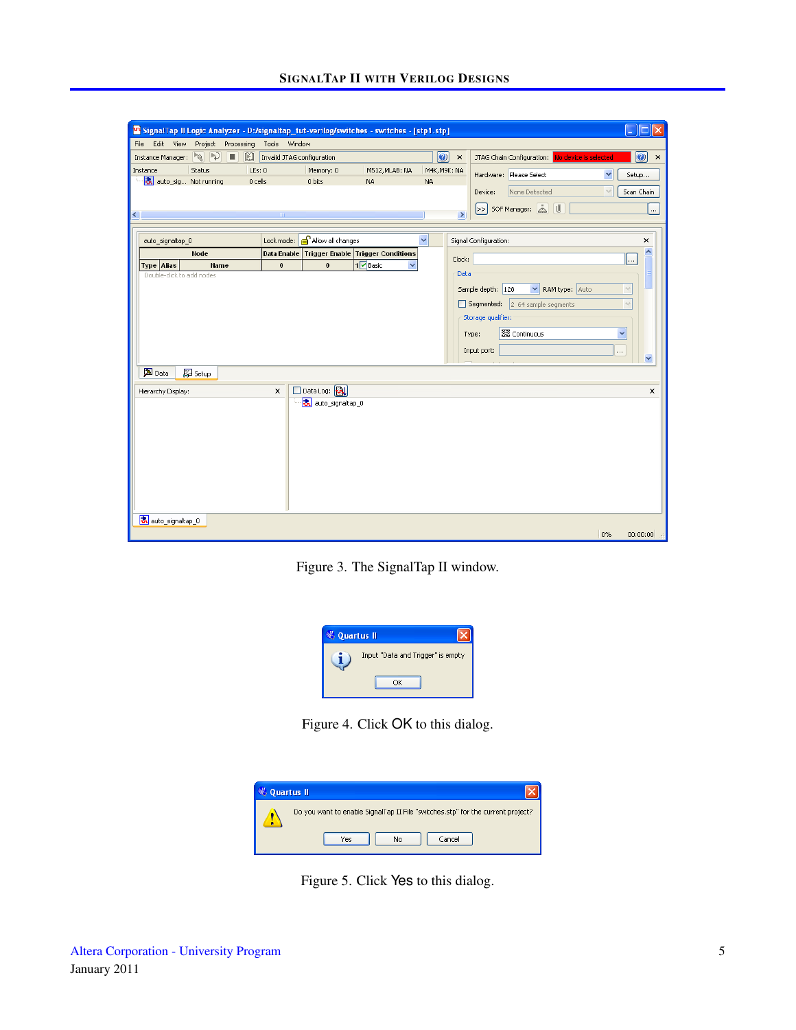Figure 3. The SignalTap II window.

Figure 4. Click OK to this dialog.

Figure 5. Click Yes to this dialog.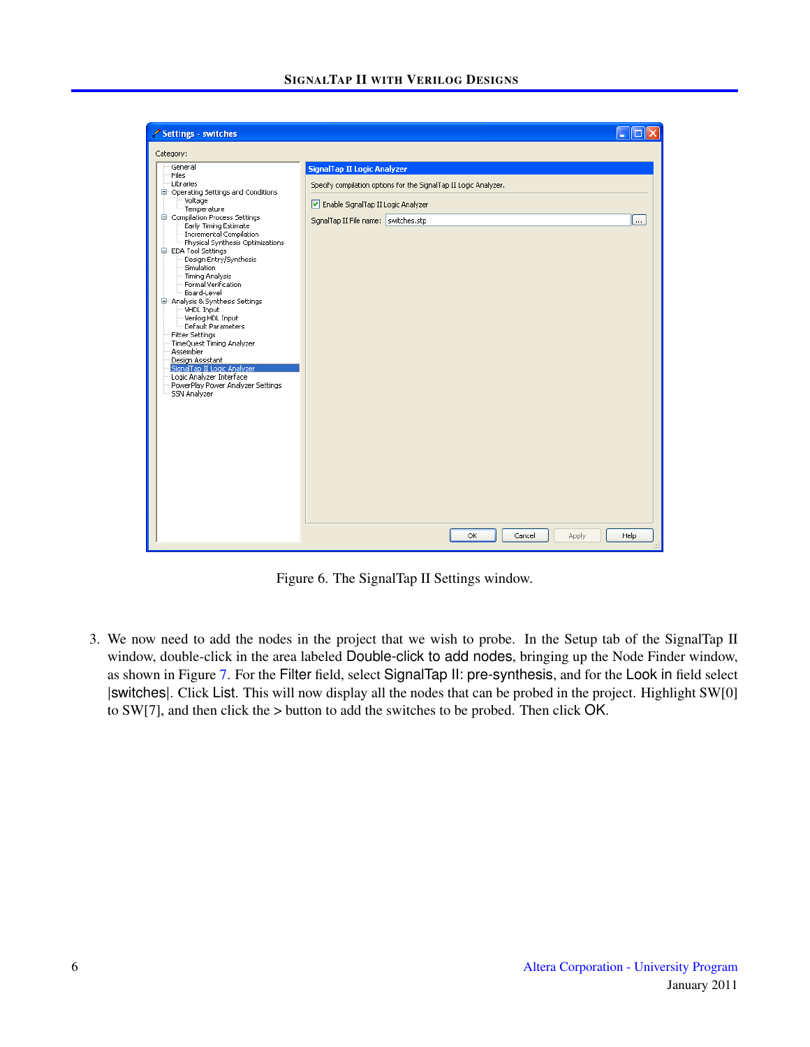Figure 6. The SignalTap II Settings window.

3. We now need to add the nodes in the project that we wish to probe. In the Setup tab of the SignalTap II window, double-click in the area labeled Double-click to add nodes, bringing up the Node Finder window, as shown in Figure 7. For the Filter field, select SignalTap II: pre-synthesis, and for the Look in field select |switches|. Click List. This will now display all the nodes that can be probed in the project. Highlight SW[0] to SW[7], and then click the > button to add the switches to be probed. Then click OK.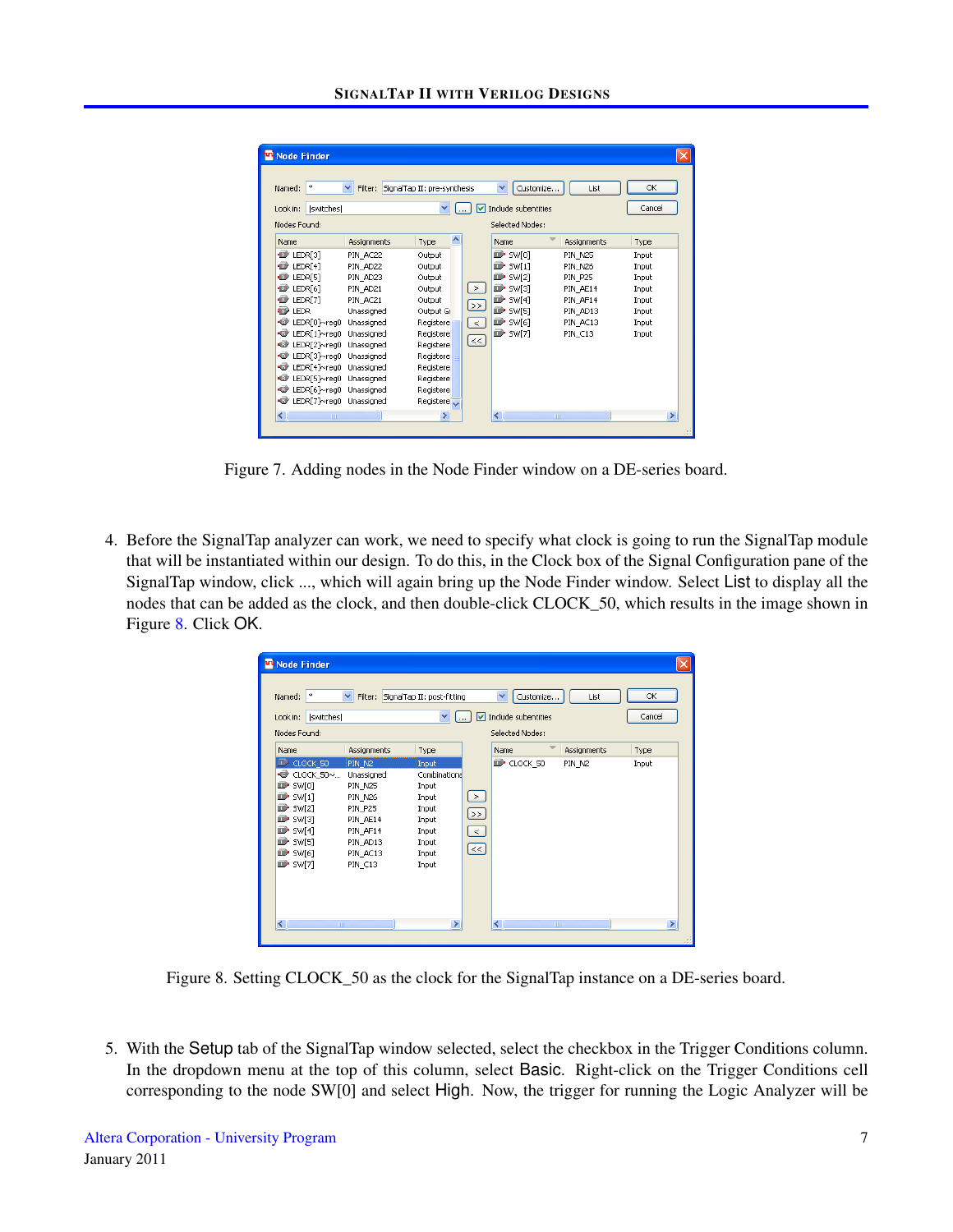Figure 7. Adding nodes in the Node Finder window on a DE-series board.

4. Before the SignalTap analyzer can work, we need to specify what clock is going to run the SignalTap module that will be instantiated within our design. To do this, in the Clock box of the Signal Configuration pane of the SignalTap window, click ..., which will again bring up the Node Finder window. Select List to display all the nodes that can be added as the clock, and then double-click CLOCK_50, which results in the image shown in Figure 8. Click OK.

Figure 8. Setting CLOCK_50 as the clock for the SignalTap instance on a DE-series board.

5. With the Setup tab of the SignalTap window selected, select the checkbox in the Trigger Conditions column. In the dropdown menu at the top of this column, select Basic. Right-click on the Trigger Conditions cell corresponding to the node SW[0] and select High. Now, the trigger for running the Logic Analyzer will be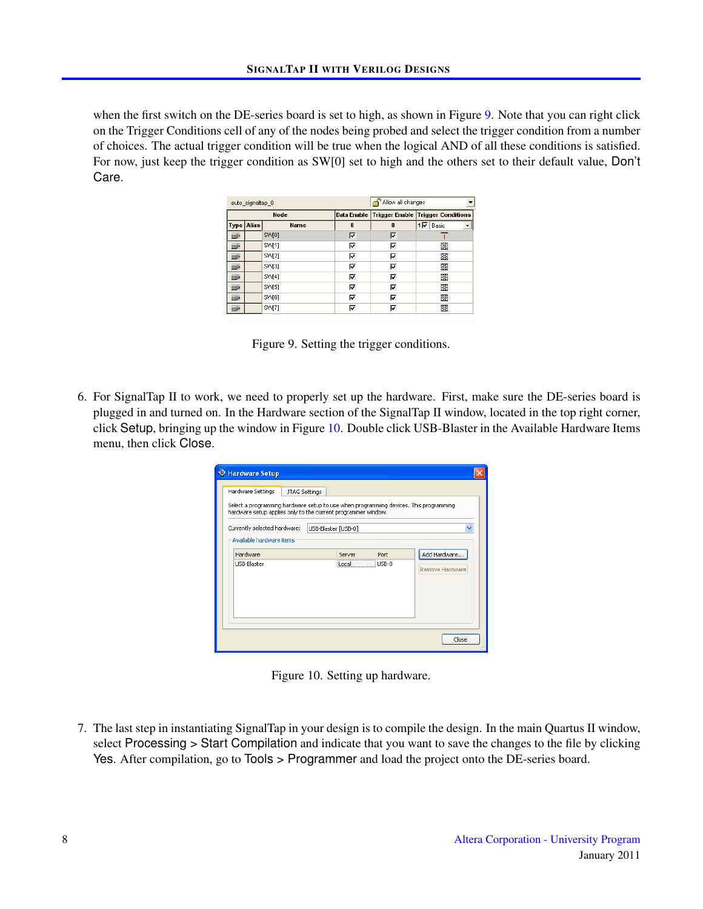when the first switch on the DE-series board is set to high, as shown in Figure 9. Note that you can right click on the Trigger Conditions cell of any of the nodes being probed and select the trigger condition from a number of choices. The actual trigger condition will be true when the logical AND of all these conditions is satisfied. For now, just keep the trigger condition as SW[0] set to high and the others set to their default value, Don't Care.

Figure 9. Setting the trigger conditions.

6. For SignalTap II to work, we need to properly set up the hardware. First, make sure the DE-series board is plugged in and turned on. In the Hardware section of the SignalTap II window, located in the top right corner, click Setup, bringing up the window in Figure 10. Double click USB-Blaster in the Available Hardware Items menu, then click Close.

Figure 10. Setting up hardware.

7. The last step in instantiating SignalTap in your design is to compile the design. In the main Quartus II window, select Processing > Start Compilation and indicate that you want to save the changes to the file by clicking Yes. After compilation, go to Tools > Programmer and load the project onto the DE-series board.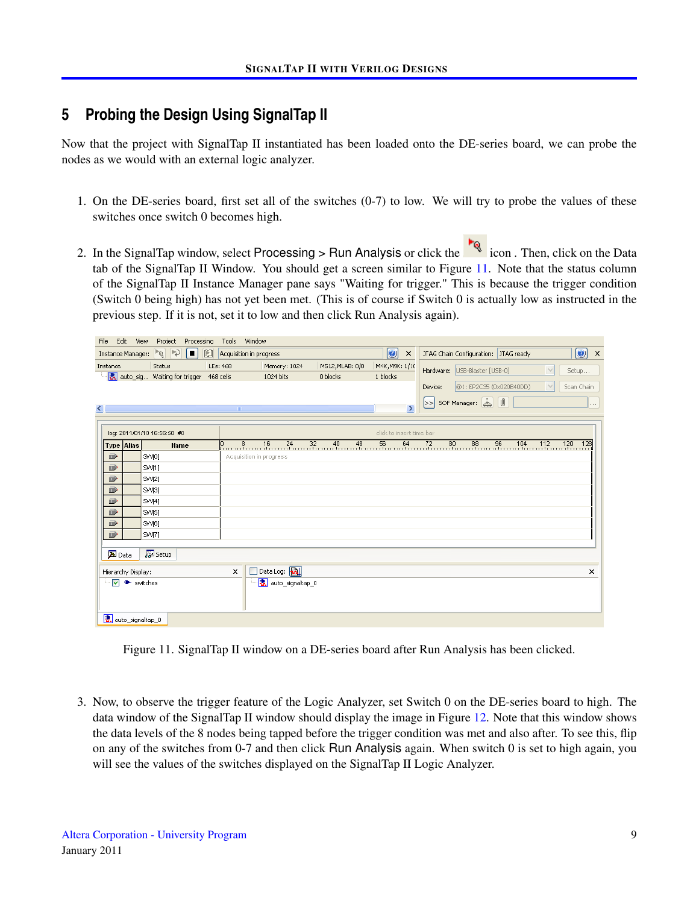# 5 Probing the Design Using SignalTap II

Now that the project with SignalTap II instantiated has been loaded onto the DE-series board, we can probe the nodes as we would with an external logic analyzer.

1. On the DE-series board, first set all of the switches (0-7) to low. We will try to probe the values of these switches once switch 0 becomes high.

2. In the SignalTap window, select Processing > Run Analysis or click the icon . Then, click on the Data tab of the SignalTap II Window. You should get a screen similar to Figure 11. Note that the status column of the SignalTap II Instance Manager pane says "Waiting for trigger." This is because the trigger condition (Switch 0 being high) has not yet been met. (This is of course if Switch 0 is actually low as instructed in the previous step. If it is not, set it to low and then click Run Analysis again).

Figure 11. SignalTap II window on a DE-series board after Run Analysis has been clicked.

3. Now, to observe the trigger feature of the Logic Analyzer, set Switch 0 on the DE-series board to high. The data window of the SignalTap II window should display the image in Figure 12. Note that this window shows the data levels of the 8 nodes being tapped before the trigger condition was met and also after. To see this, flip on any of the switches from 0-7 and then click Run Analysis again. When switch 0 is set to high again, you will see the values of the switches displayed on the SignalTap II Logic Analyzer.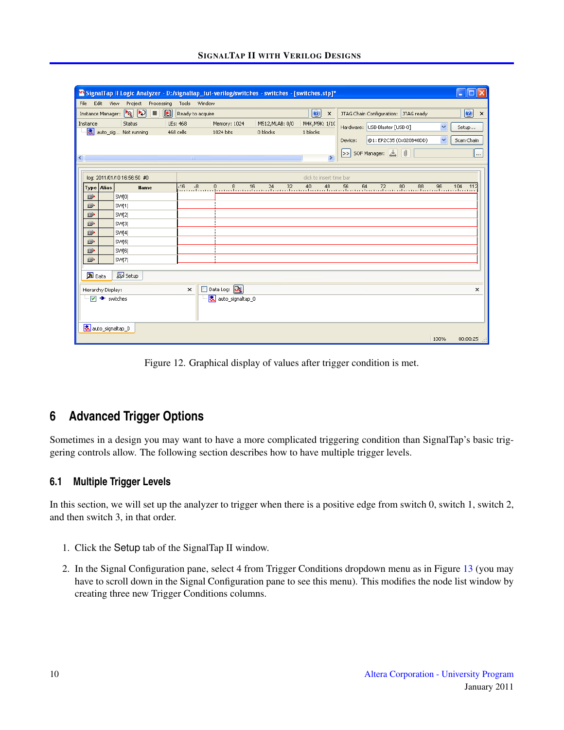Figure 12. Graphical display of values after trigger condition is met.

## 6 Advanced Trigger Options

Sometimes in a design you may want to have a more complicated triggering condition than SignalTap's basic triggering controls allow. The following section describes how to have multiple trigger levels.

### 6.1 Multiple Trigger Levels

In this section, we will set up the analyzer to trigger when there is a positive edge from switch 0, switch 1, switch 2, and then switch 3, in that order.

1. Click the Setup tab of the SignalTap II window.
2. In the Signal Configuration pane, select 4 from Trigger Conditions dropdown menu as in Figure 13 (you may have to scroll down in the Signal Configuration pane to see this menu). This modifies the node list window by creating three new Trigger Conditions columns.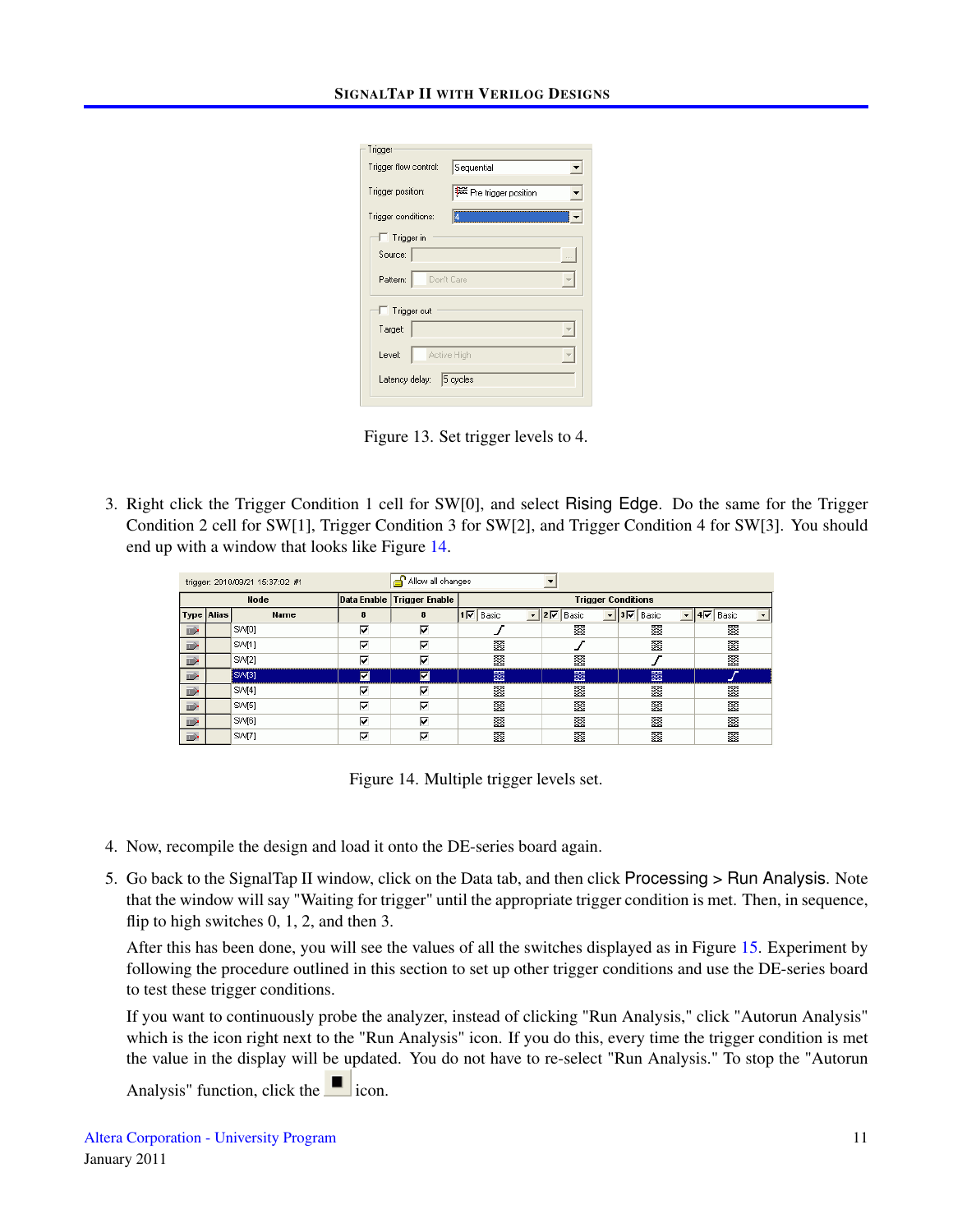Figure 13. Set trigger levels to 4.

3. Right click the Trigger Condition 1 cell for SW[0], and select Rising Edge. Do the same for the Trigger Condition 2 cell for SW[1], Trigger Condition 3 for SW[2], and Trigger Condition 4 for SW[3]. You should end up with a window that looks like Figure 14.

Figure 14. Multiple trigger levels set.

4. Now, recompile the design and load it onto the DE-series board again.

5. Go back to the SignalTap II window, click on the Data tab, and then click Processing > Run Analysis. Note that the window will say "Waiting for trigger" until the appropriate trigger condition is met. Then, in sequence, flip to high switches 0, 1, 2, and then 3.

   After this has been done, you will see the values of all the switches displayed as in Figure 15. Experiment by following the procedure outlined in this section to set up other trigger conditions and use the DE-series board to test these trigger conditions.

   If you want to continuously probe the analyzer, instead of clicking "Run Analysis," click "Autorun Analysis" which is the icon right next to the "Run Analysis" icon. If you do this, every time the trigger condition is met the value in the display will be updated. You do not have to re-select "Run Analysis." To stop the "Autorun Analysis" function, click the ■ icon.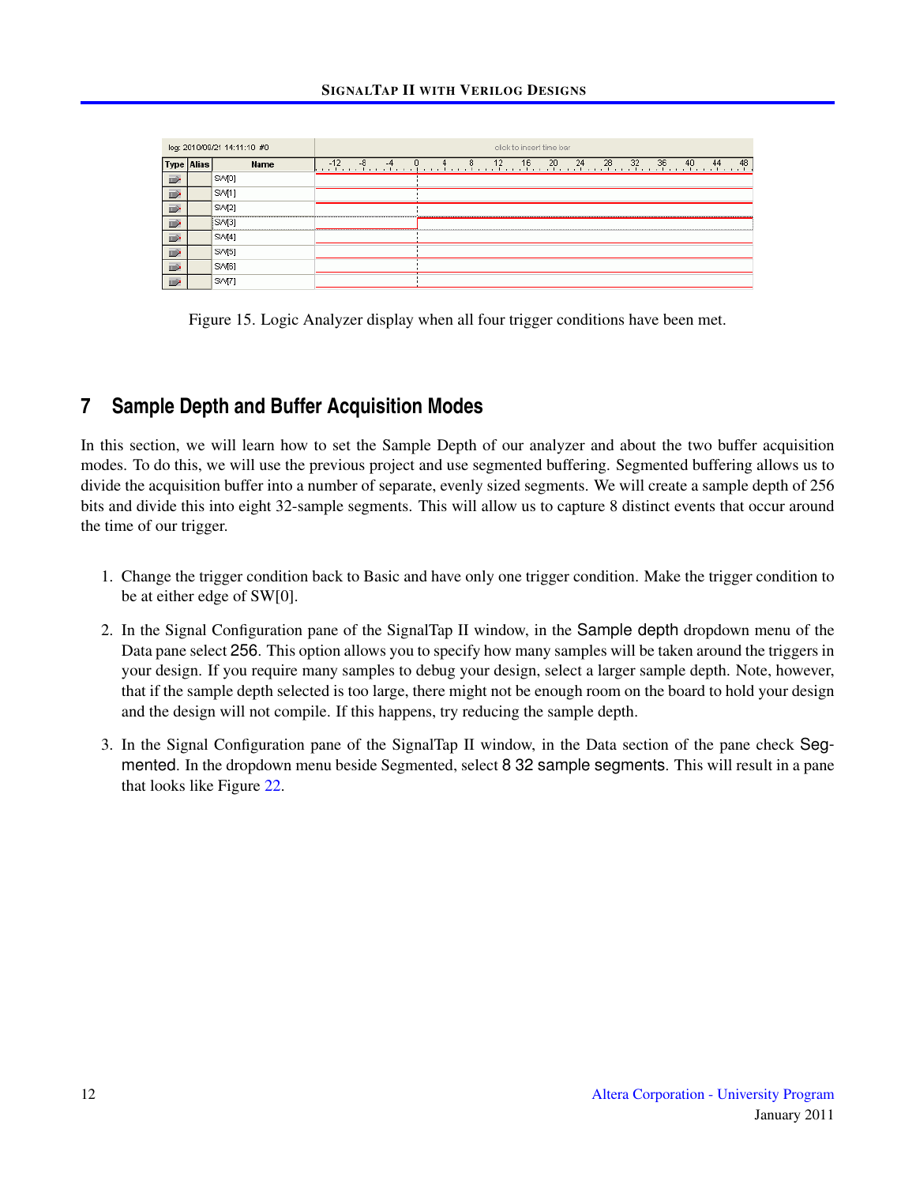Figure 15. Logic Analyzer display when all four trigger conditions have been met.

## 7 Sample Depth and Buffer Acquisition Modes

In this section, we will learn how to set the Sample Depth of our analyzer and about the two buffer acquisition modes. To do this, we will use the previous project and use segmented buffering. Segmented buffering allows us to divide the acquisition buffer into a number of separate, evenly sized segments. We will create a sample depth of 256 bits and divide this into eight 32-sample segments. This will allow us to capture 8 distinct events that occur around the time of our trigger.

1. Change the trigger condition back to Basic and have only one trigger condition. Make the trigger condition to be at either edge of SW[0].

2. In the Signal Configuration pane of the SignalTap II window, in the Sample depth dropdown menu of the Data pane select 256. This option allows you to specify how many samples will be taken around the triggers in your design. If you require many samples to debug your design, select a larger sample depth. Note, however, that if the sample depth selected is too large, there might not be enough room on the board to hold your design and the design will not compile. If this happens, try reducing the sample depth.

3. In the Signal Configuration pane of the SignalTap II window, in the Data section of the pane check Segmented. In the dropdown menu beside Segmented, select 8 32 sample segments. This will result in a pane that looks like Figure 22.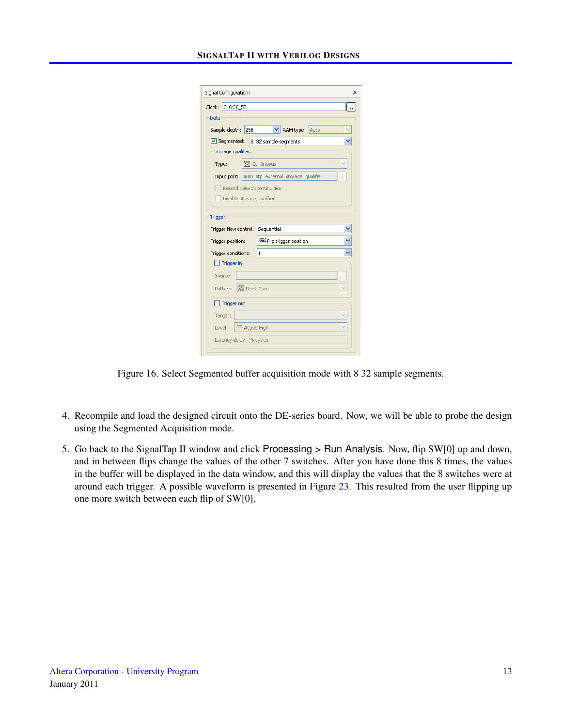Figure 16. Select Segmented buffer acquisition mode with 8 32 sample segments.

4. Recompile and load the designed circuit onto the DE-series board. Now, we will be able to probe the design using the Segmented Acquisition mode.

5. Go back to the SignalTap II window and click Processing > Run Analysis. Now, flip SW[0] up and down, and in between flips change the values of the other 7 switches. After you have done this 8 times, the values in the buffer will be displayed in the data window, and this will display the values that the 8 switches were at around each trigger. A possible waveform is presented in Figure 23. This resulted from the user flipping up one more switch between each flip of SW[0].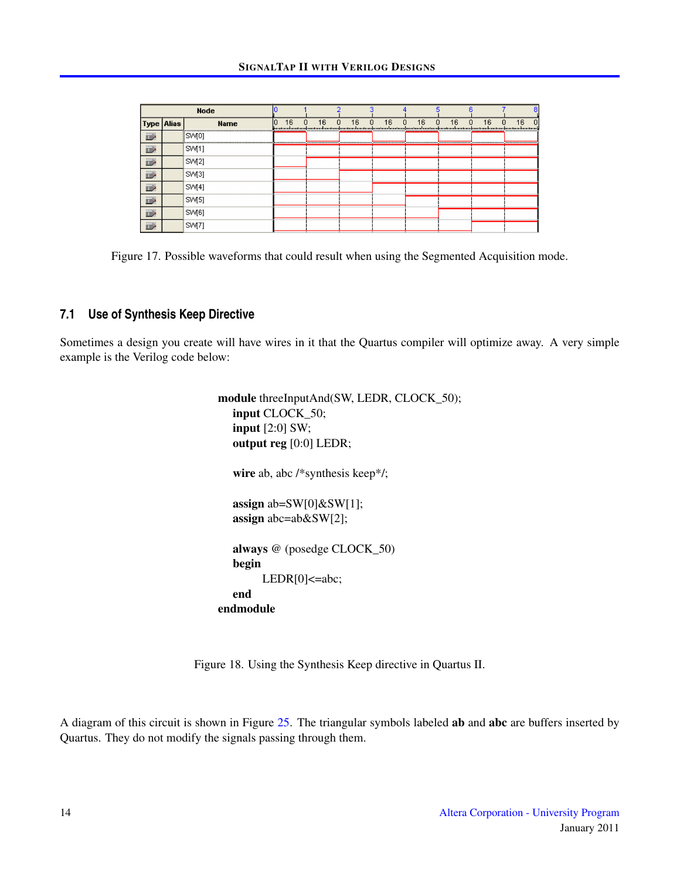Figure 17. Possible waveforms that could result when using the Segmented Acquisition mode.

### 7.1 Use of Synthesis Keep Directive

Sometimes a design you create will have wires in it that the Quartus compiler will optimize away. A very simple example is the Verilog code below:

```
module threeInputAnd(SW, LEDR, CLOCK_50);
    input CLOCK_50;
    input [2:0] SW;
    output reg [0:0] LEDR;

    wire ab, abc /*synthesis keep*/;

    assign ab=SW[0]&SW[1];
    assign abc=ab&SW[2];

    always @ (posedge CLOCK_50)
    begin
        LEDR[0]<=abc;
    end
endmodule
```

Figure 18. Using the Synthesis Keep directive in Quartus II.

A diagram of this circuit is shown in Figure 25. The triangular symbols labeled **ab** and **abc** are buffers inserted by Quartus. They do not modify the signals passing through them.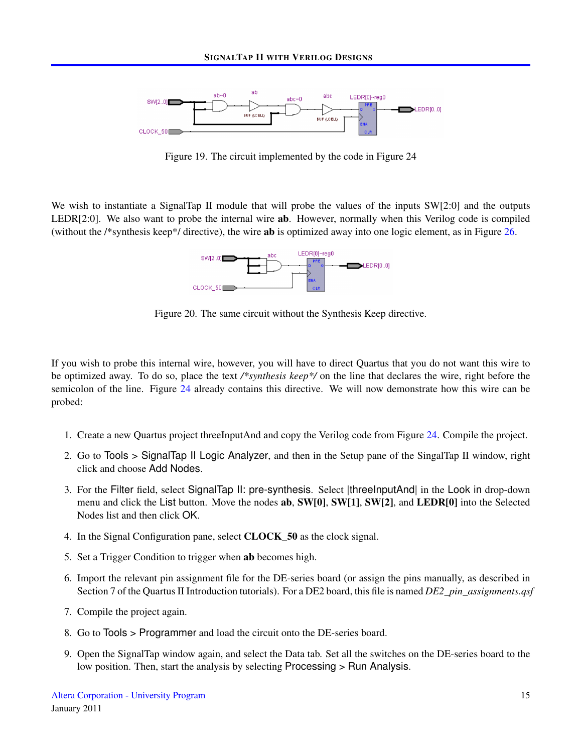Figure 19. The circuit implemented by the code in Figure 24

We wish to instantiate a SignalTap II module that will probe the values of the inputs SW[2:0] and the outputs LEDR[2:0]. We also want to probe the internal wire **ab**. However, normally when this Verilog code is compiled (without the /*synthesis keep*/ directive), the wire **ab** is optimized away into one logic element, as in Figure 26.

Figure 20. The same circuit without the Synthesis Keep directive.

If you wish to probe this internal wire, however, you will have to direct Quartus that you do not want this wire to be optimized away. To do so, place the text */*synthesis keep*/* on the line that declares the wire, right before the semicolon of the line. Figure 24 already contains this directive. We will now demonstrate how this wire can be probed:

1. Create a new Quartus project threeInputAnd and copy the Verilog code from Figure 24. Compile the project.
2. Go to Tools > SignalTap II Logic Analyzer, and then in the Setup pane of the SingalTap II window, right click and choose Add Nodes.
3. For the Filter field, select SignalTap II: pre-synthesis. Select |threeInputAnd| in the Look in drop-down menu and click the List button. Move the nodes **ab**, **SW[0]**, **SW[1]**, **SW[2]**, and **LEDR[0]** into the Selected Nodes list and then click OK.
4. In the Signal Configuration pane, select **CLOCK_50** as the clock signal.
5. Set a Trigger Condition to trigger when **ab** becomes high.
6. Import the relevant pin assignment file for the DE-series board (or assign the pins manually, as described in Section 7 of the Quartus II Introduction tutorials). For a DE2 board, this file is named *DE2_pin_assignments.qsf*
7. Compile the project again.
8. Go to Tools > Programmer and load the circuit onto the DE-series board.
9. Open the SignalTap window again, and select the Data tab. Set all the switches on the DE-series board to the low position. Then, start the analysis by selecting Processing > Run Analysis.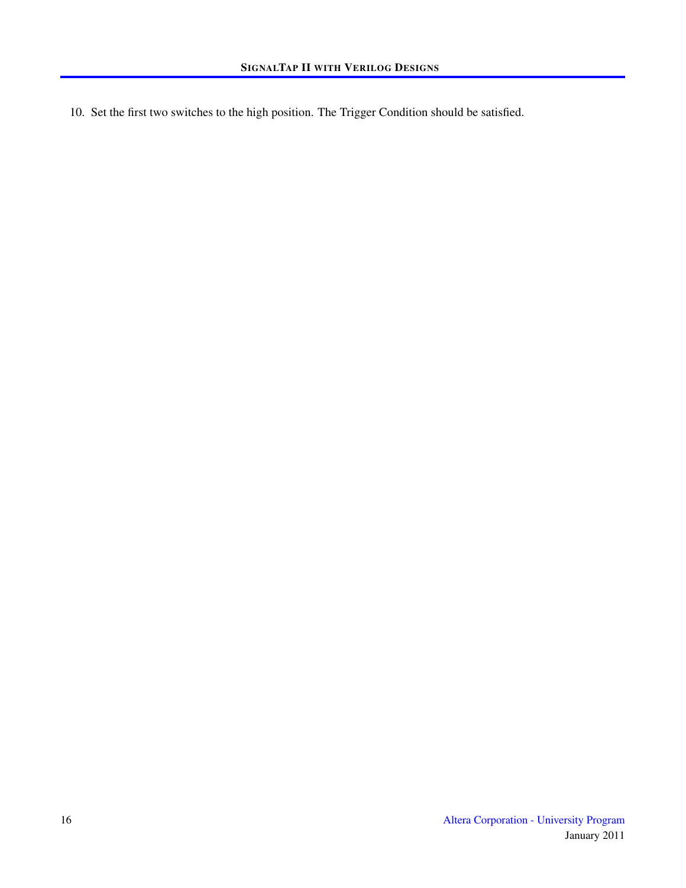10. Set the first two switches to the high position. The Trigger Condition should be satisfied.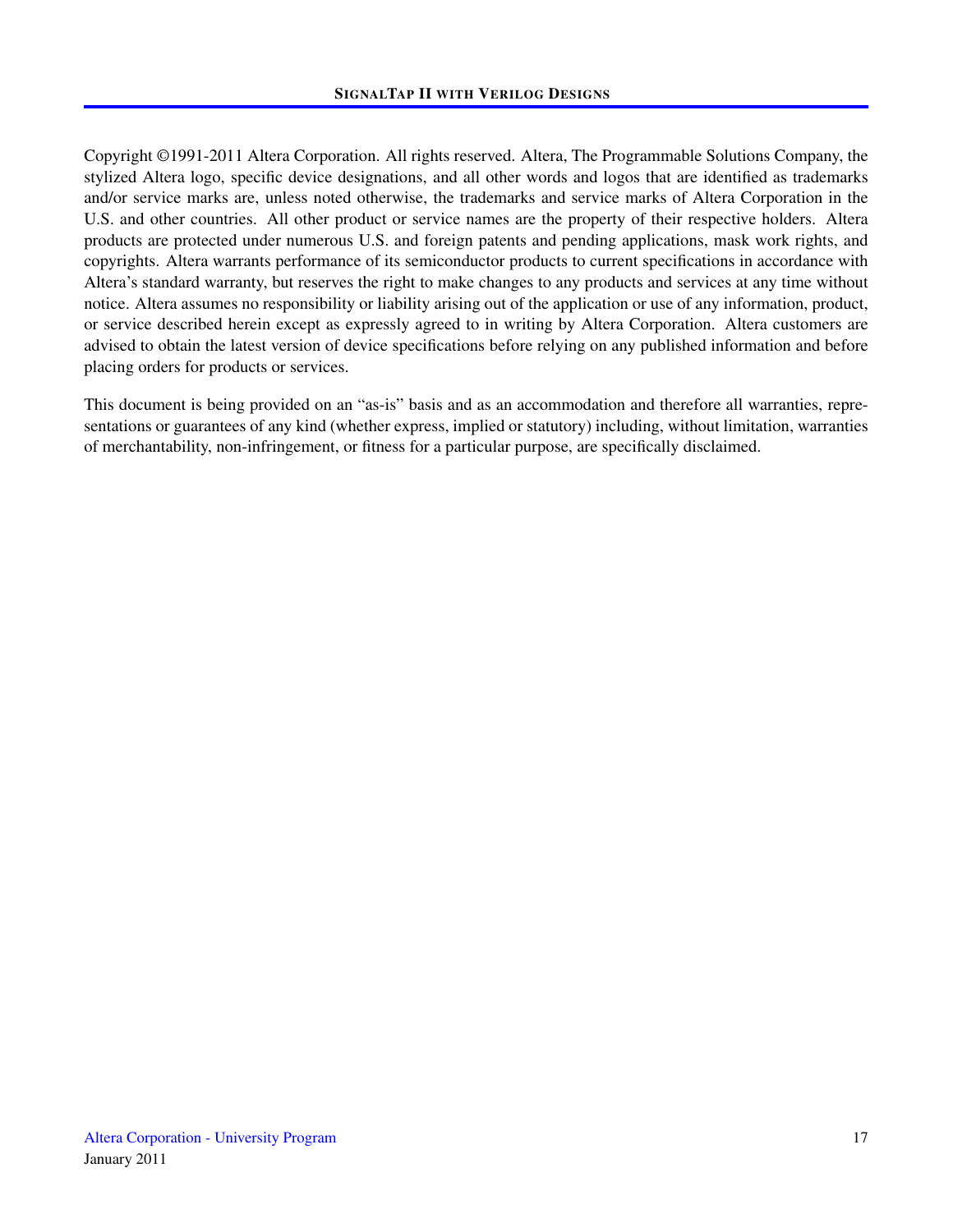Copyright ©1991-2011 Altera Corporation. All rights reserved. Altera, The Programmable Solutions Company, the stylized Altera logo, specific device designations, and all other words and logos that are identified as trademarks and/or service marks are, unless noted otherwise, the trademarks and service marks of Altera Corporation in the U.S. and other countries. All other product or service names are the property of their respective holders. Altera products are protected under numerous U.S. and foreign patents and pending applications, mask work rights, and copyrights. Altera warrants performance of its semiconductor products to current specifications in accordance with Altera's standard warranty, but reserves the right to make changes to any products and services at any time without notice. Altera assumes no responsibility or liability arising out of the application or use of any information, product, or service described herein except as expressly agreed to in writing by Altera Corporation. Altera customers are advised to obtain the latest version of device specifications before relying on any published information and before placing orders for products or services.

This document is being provided on an "as-is" basis and as an accommodation and therefore all warranties, representations or guarantees of any kind (whether express, implied or statutory) including, without limitation, warranties of merchantability, non-infringement, or fitness for a particular purpose, are specifically disclaimed.